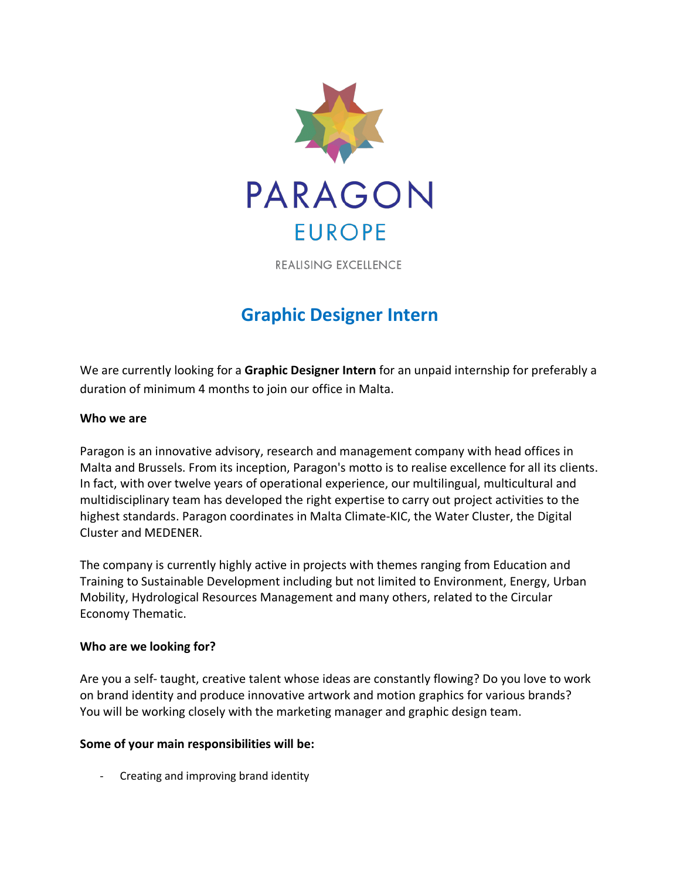PARAGON

EUROPE

REALISING EXCELLENCE

# Graphic Designer Intern

We are currently looking for a **Graphic Designer Intern** for an unpaid internship for preferably a duration of minimum 4 months to join our office in Malta.

**Who we are**

Paragon is an innovative advisory, research and management company with head offices in Malta and Brussels. From its inception, Paragon's motto is to realise excellence for all its clients. In fact, with over twelve years of operational experience, our multilingual, multicultural and multidisciplinary team has developed the right expertise to carry out project activities to the highest standards. Paragon coordinates in Malta Climate-KIC, the Water Cluster, the Digital Cluster and MEDENER.

The company is currently highly active in projects with themes ranging from Education and Training to Sustainable Development including but not limited to Environment, Energy, Urban Mobility, Hydrological Resources Management and many others, related to the Circular Economy Thematic.

**Who are we looking for?**

Are you a self- taught, creative talent whose ideas are constantly flowing? Do you love to work on brand identity and produce innovative artwork and motion graphics for various brands? You will be working closely with the marketing manager and graphic design team.

**Some of your main responsibilities will be:**

- Creating and improving brand identity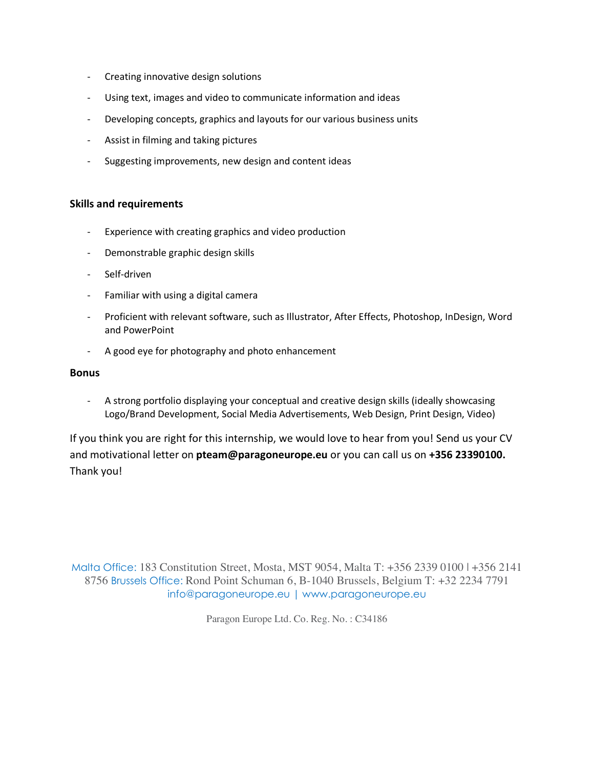- Creating innovative design solutions
- Using text, images and video to communicate information and ideas
- Developing concepts, graphics and layouts for our various business units
- Assist in filming and taking pictures
- Suggesting improvements, new design and content ideas

**Skills and requirements**

- Experience with creating graphics and video production
- Demonstrable graphic design skills
- Self-driven
- Familiar with using a digital camera
- Proficient with relevant software, such as Illustrator, After Effects, Photoshop, InDesign, Word and PowerPoint
- A good eye for photography and photo enhancement

**Bonus**

- A strong portfolio displaying your conceptual and creative design skills (ideally showcasing Logo/Brand Development, Social Media Advertisements, Web Design, Print Design, Video)

If you think you are right for this internship, we would love to hear from you! Send us your CV and motivational letter on **pteam@paragoneurope.eu** or you can call us on **+356 23390100.** Thank you!

Malta Office: 183 Constitution Street, Mosta, MST 9054, Malta T: +356 2339 0100 | +356 2141 8756 Brussels Office: Rond Point Schuman 6, B-1040 Brussels, Belgium T: +32 2234 7791
info@paragoneurope.eu | www.paragoneurope.eu

Paragon Europe Ltd. Co. Reg. No. : C34186